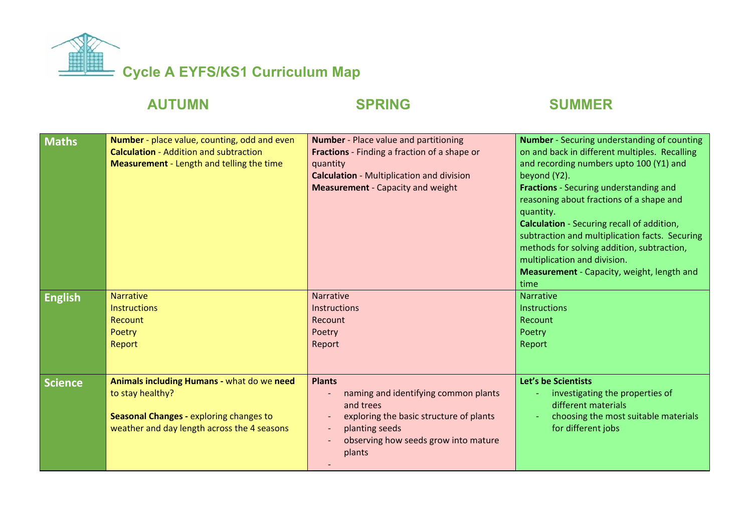# Cycle A EYFS/KS1 Curriculum Map

| | AUTUMN | SPRING | SUMMER |
|---|---|---|---|
| **Maths** | **Number** - place value, counting, odd and even<br>**Calculation** - Addition and subtraction<br>**Measurement** - Length and telling the time | **Number** - Place value and partitioning<br>**Fractions** - Finding a fraction of a shape or quantity<br>**Calculation** - Multiplication and division<br>**Measurement** - Capacity and weight | **Number** - Securing understanding of counting on and back in different multiples. Recalling and recording numbers upto 100 (Y1) and beyond (Y2).<br>**Fractions** - Securing understanding and reasoning about fractions of a shape and quantity.<br>**Calculation** - Securing recall of addition, subtraction and multiplication facts. Securing methods for solving addition, subtraction, multiplication and division.<br>**Measurement** - Capacity, weight, length and time |
| **English** | Narrative<br>Instructions<br>Recount<br>Poetry<br>Report | Narrative<br>Instructions<br>Recount<br>Poetry<br>Report | Narrative<br>Instructions<br>Recount<br>Poetry<br>Report |
| **Science** | **Animals including Humans -** what do we **need** to stay healthy?<br><br>**Seasonal Changes -** exploring changes to weather and day length across the 4 seasons | **Plants**<br>- naming and identifying common plants and trees<br>- exploring the basic structure of plants<br>- planting seeds<br>- observing how seeds grow into mature plants<br>- | **Let's be Scientists**<br>- investigating the properties of different materials<br>- choosing the most suitable materials for different jobs |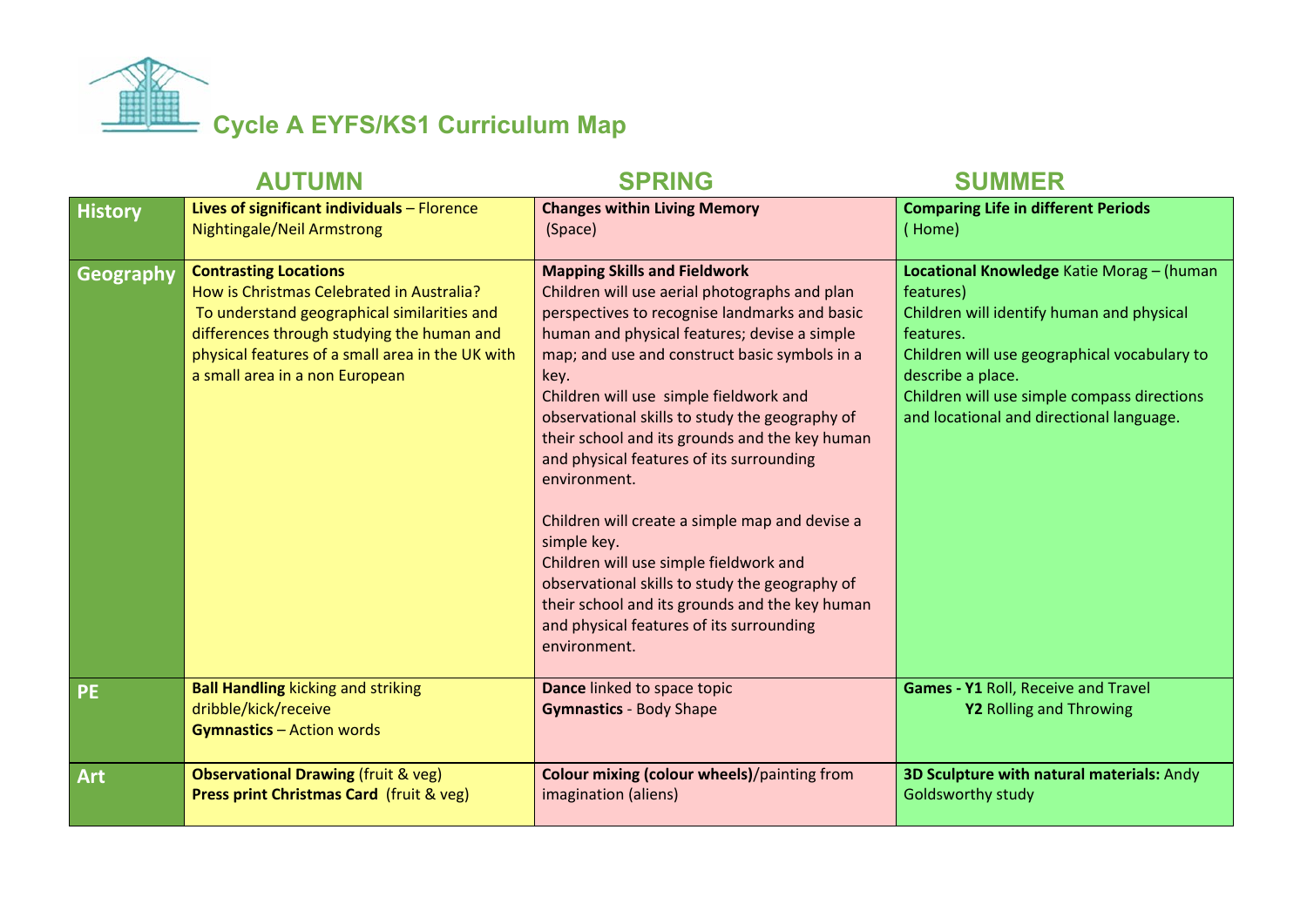# Cycle A EYFS/KS1 Curriculum Map

| | AUTUMN | SPRING | SUMMER |
|---|---|---|---|
| **History** | **Lives of significant individuals** – Florence Nightingale/Neil Armstrong | **Changes within Living Memory** (Space) | **Comparing Life in different Periods** ( Home) |
| **Geography** | **Contrasting Locations** How is Christmas Celebrated in Australia? To understand geographical similarities and differences through studying the human and physical features of a small area in the UK with a small area in a non European | **Mapping Skills and Fieldwork** Children will use aerial photographs and plan perspectives to recognise landmarks and basic human and physical features; devise a simple map; and use and construct basic symbols in a key. Children will use simple fieldwork and observational skills to study the geography of their school and its grounds and the key human and physical features of its surrounding environment. <br><br> Children will create a simple map and devise a simple key. Children will use simple fieldwork and observational skills to study the geography of their school and its grounds and the key human and physical features of its surrounding environment. | **Locational Knowledge** Katie Morag – (human features) Children will identify human and physical features. Children will use geographical vocabulary to describe a place. Children will use simple compass directions and locational and directional language. |
| **PE** | **Ball Handling** kicking and striking dribble/kick/receive **Gymnastics** – Action words | **Dance** linked to space topic **Gymnastics** - Body Shape | **Games - Y1** Roll, Receive and Travel **Y2** Rolling and Throwing |
| **Art** | **Observational Drawing** (fruit & veg) **Press print Christmas Card** (fruit & veg) | **Colour mixing (colour wheels)**/painting from imagination (aliens) | **3D Sculpture with natural materials:** Andy Goldsworthy study |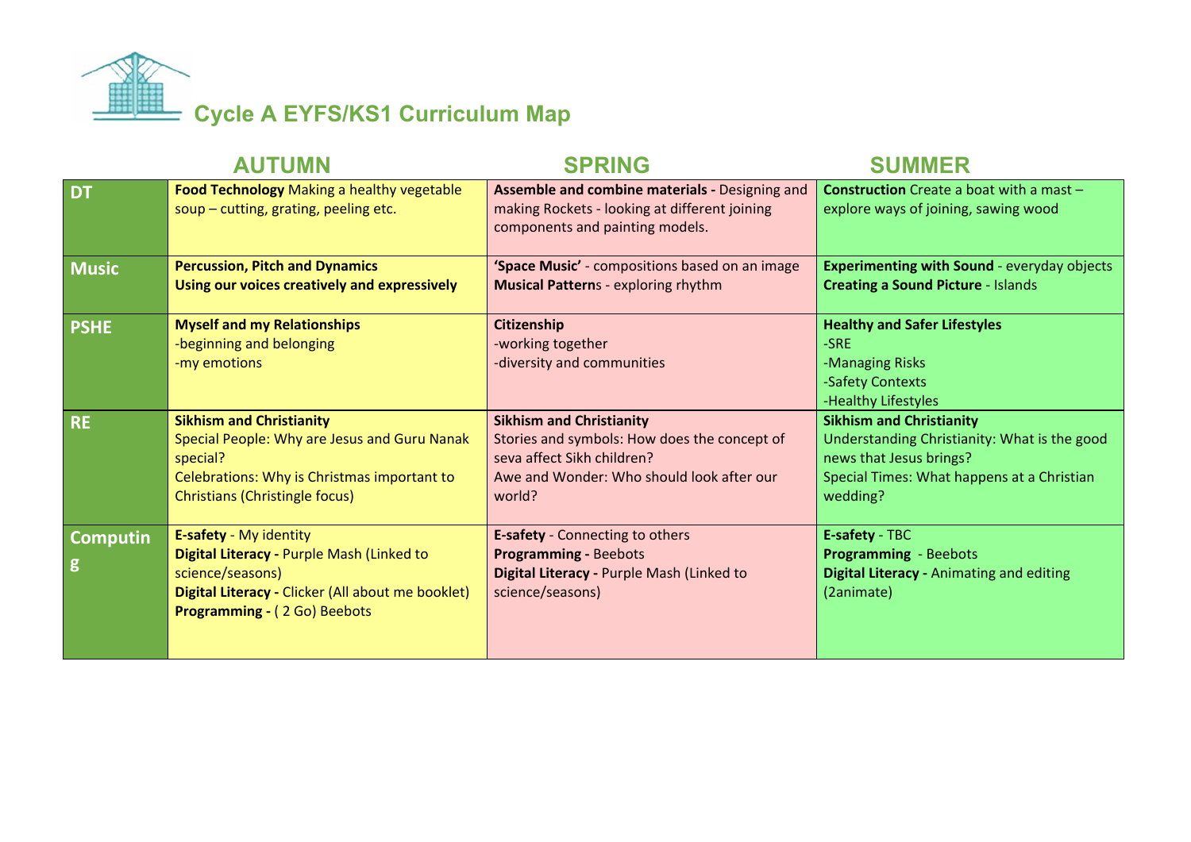# Cycle A EYFS/KS1 Curriculum Map

| | AUTUMN | SPRING | SUMMER |
|---|---|---|---|
| **DT** | **Food Technology** Making a healthy vegetable soup – cutting, grating, peeling etc. | **Assemble and combine materials -** Designing and making Rockets - looking at different joining components and painting models. | **Construction** Create a boat with a mast – explore ways of joining, sawing wood |
| **Music** | **Percussion, Pitch and Dynamics**<br>**Using our voices creatively and expressively** | **'Space Music'** - compositions based on an image<br>**Musical Pattern**s - exploring rhythm | **Experimenting with Sound** - everyday objects<br>**Creating a Sound Picture** - Islands |
| **PSHE** | **Myself and my Relationships**<br>-beginning and belonging<br>-my emotions | **Citizenship**<br>-working together<br>-diversity and communities | **Healthy and Safer Lifestyles**<br>-SRE<br>-Managing Risks<br>-Safety Contexts<br>-Healthy Lifestyles |
| **RE** | **Sikhism and Christianity**<br>Special People: Why are Jesus and Guru Nanak special?<br>Celebrations: Why is Christmas important to Christians (Christingle focus) | **Sikhism and Christianity**<br>Stories and symbols: How does the concept of seva affect Sikh children?<br>Awe and Wonder: Who should look after our world? | **Sikhism and Christianity**<br>Understanding Christianity: What is the good news that Jesus brings?<br>Special Times: What happens at a Christian wedding? |
| **Computing** | **E-safety** - My identity<br>**Digital Literacy -** Purple Mash (Linked to science/seasons)<br>**Digital Literacy -** Clicker (All about me booklet)<br>**Programming -** ( 2 Go) Beebots | **E-safety** - Connecting to others<br>**Programming -** Beebots<br>**Digital Literacy -** Purple Mash (Linked to science/seasons) | **E-safety** - TBC<br>**Programming** - Beebots<br>**Digital Literacy -** Animating and editing (2animate) |